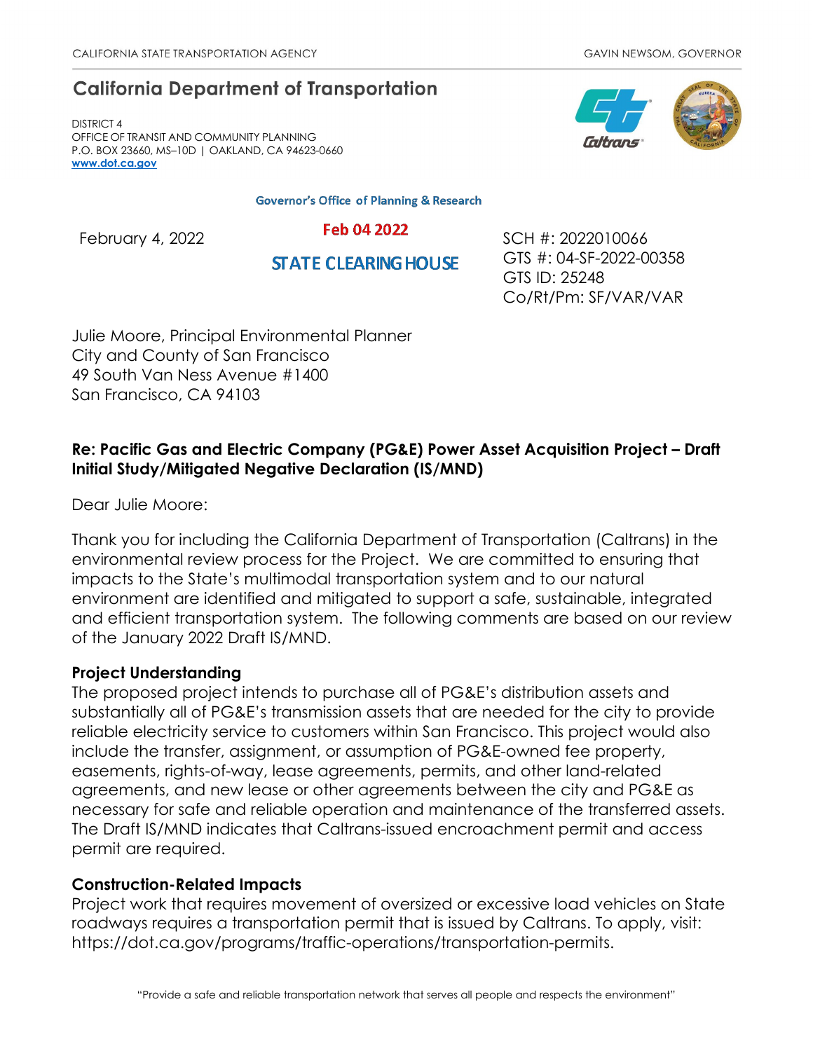CALIFORNIA STATE TRANSPORTATION AGENCY GAVIN NEWSOM, GOVERNOR

# California Department of Transportation

DISTRICT 4
OFFICE OF TRANSIT AND COMMUNITY PLANNING
P.O. BOX 23660, MS–10D | OAKLAND, CA 94623-0660
www.dot.ca.gov

Governor's Office of Planning & Research

Feb 04 2022

STATE CLEARING HOUSE

February 4, 2022

SCH #: 2022010066
GTS #: 04-SF-2022-00358
GTS ID: 25248
Co/Rt/Pm: SF/VAR/VAR

Julie Moore, Principal Environmental Planner
City and County of San Francisco
49 South Van Ness Avenue #1400
San Francisco, CA 94103

**Re: Pacific Gas and Electric Company (PG&E) Power Asset Acquisition Project – Draft Initial Study/Mitigated Negative Declaration (IS/MND)**

Dear Julie Moore:

Thank you for including the California Department of Transportation (Caltrans) in the environmental review process for the Project. We are committed to ensuring that impacts to the State's multimodal transportation system and to our natural environment are identified and mitigated to support a safe, sustainable, integrated and efficient transportation system. The following comments are based on our review of the January 2022 Draft IS/MND.

**Project Understanding**

The proposed project intends to purchase all of PG&E's distribution assets and substantially all of PG&E's transmission assets that are needed for the city to provide reliable electricity service to customers within San Francisco. This project would also include the transfer, assignment, or assumption of PG&E-owned fee property, easements, rights-of-way, lease agreements, permits, and other land-related agreements, and new lease or other agreements between the city and PG&E as necessary for safe and reliable operation and maintenance of the transferred assets. The Draft IS/MND indicates that Caltrans-issued encroachment permit and access permit are required.

**Construction-Related Impacts**

Project work that requires movement of oversized or excessive load vehicles on State roadways requires a transportation permit that is issued by Caltrans. To apply, visit: https://dot.ca.gov/programs/traffic-operations/transportation-permits.

"Provide a safe and reliable transportation network that serves all people and respects the environment"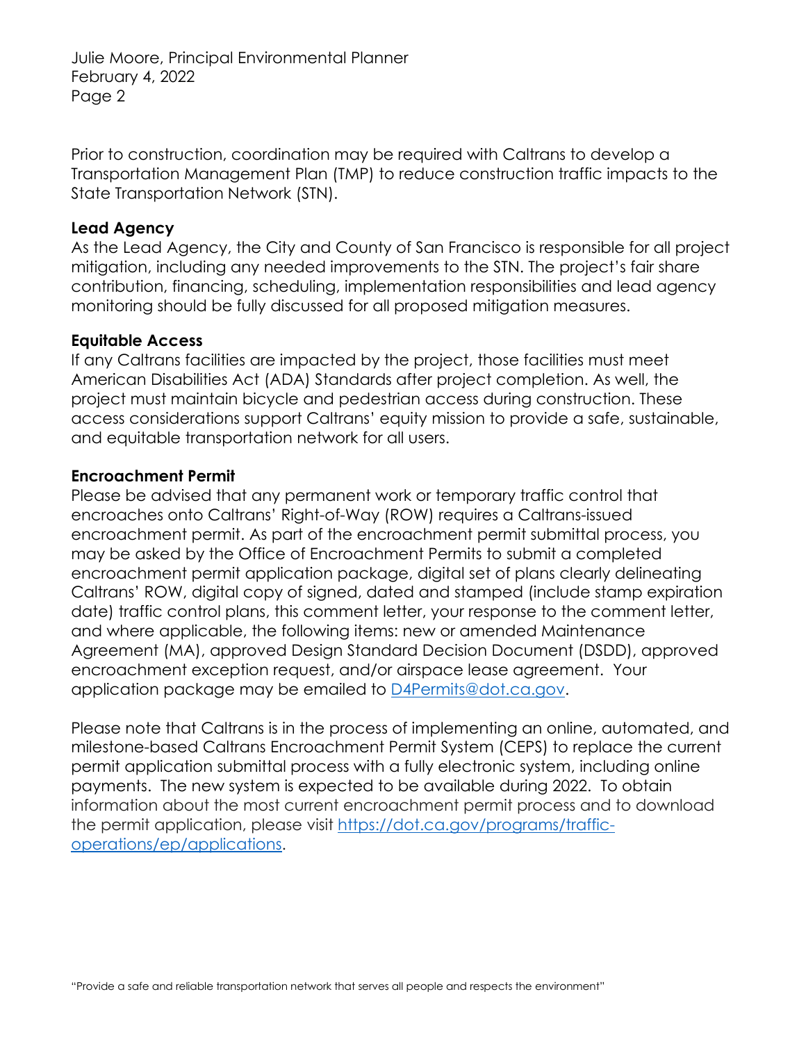Prior to construction, coordination may be required with Caltrans to develop a Transportation Management Plan (TMP) to reduce construction traffic impacts to the State Transportation Network (STN).

**Lead Agency**

As the Lead Agency, the City and County of San Francisco is responsible for all project mitigation, including any needed improvements to the STN. The project's fair share contribution, financing, scheduling, implementation responsibilities and lead agency monitoring should be fully discussed for all proposed mitigation measures.

**Equitable Access**

If any Caltrans facilities are impacted by the project, those facilities must meet American Disabilities Act (ADA) Standards after project completion. As well, the project must maintain bicycle and pedestrian access during construction. These access considerations support Caltrans' equity mission to provide a safe, sustainable, and equitable transportation network for all users.

**Encroachment Permit**

Please be advised that any permanent work or temporary traffic control that encroaches onto Caltrans' Right-of-Way (ROW) requires a Caltrans-issued encroachment permit. As part of the encroachment permit submittal process, you may be asked by the Office of Encroachment Permits to submit a completed encroachment permit application package, digital set of plans clearly delineating Caltrans' ROW, digital copy of signed, dated and stamped (include stamp expiration date) traffic control plans, this comment letter, your response to the comment letter, and where applicable, the following items: new or amended Maintenance Agreement (MA), approved Design Standard Decision Document (DSDD), approved encroachment exception request, and/or airspace lease agreement. Your application package may be emailed to D4Permits@dot.ca.gov.

Please note that Caltrans is in the process of implementing an online, automated, and milestone-based Caltrans Encroachment Permit System (CEPS) to replace the current permit application submittal process with a fully electronic system, including online payments. The new system is expected to be available during 2022. To obtain information about the most current encroachment permit process and to download the permit application, please visit https://dot.ca.gov/programs/traffic-operations/ep/applications.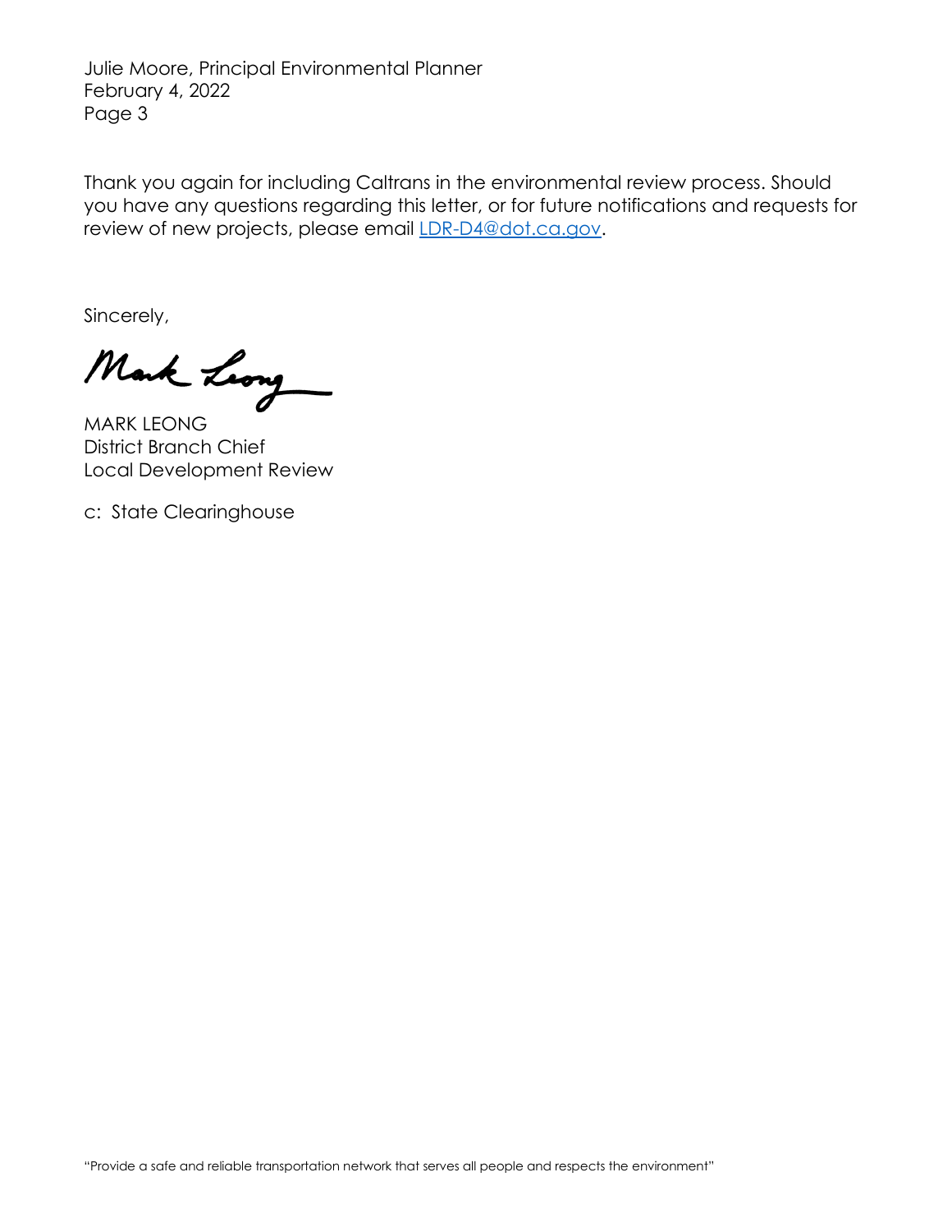Thank you again for including Caltrans in the environmental review process. Should you have any questions regarding this letter, or for future notifications and requests for review of new projects, please email LDR-D4@dot.ca.gov.

Sincerely,

MARK LEONG
District Branch Chief
Local Development Review

c: State Clearinghouse

"Provide a safe and reliable transportation network that serves all people and respects the environment"